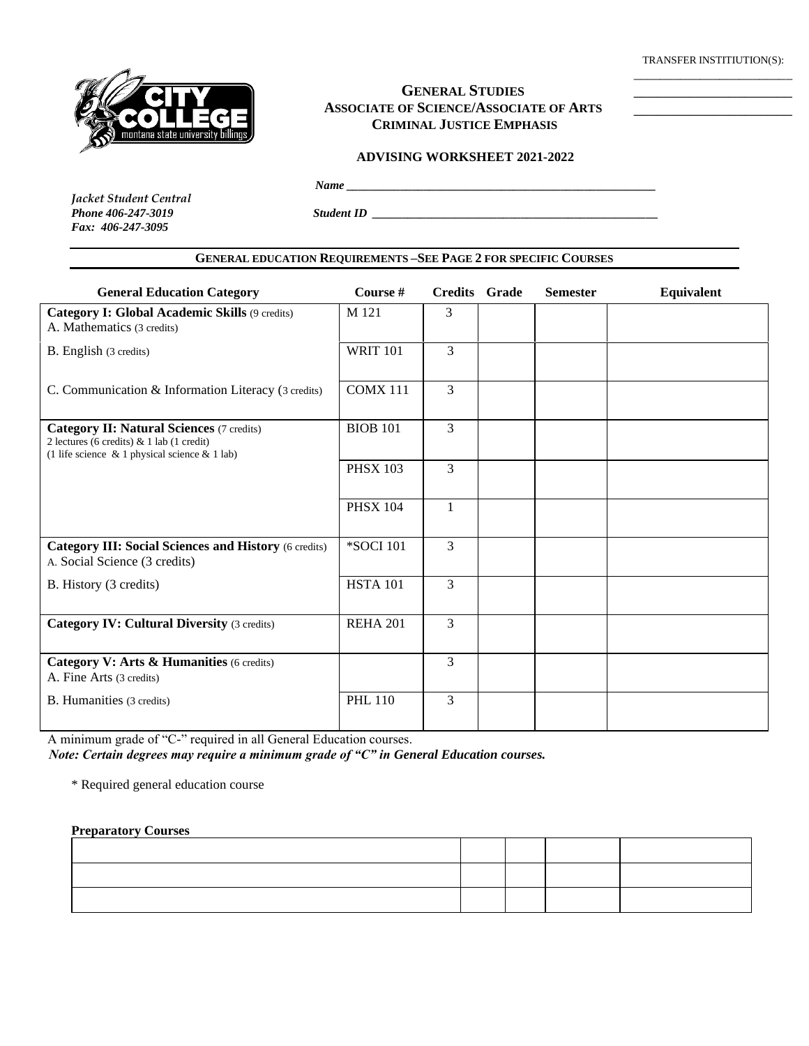TRANSFER INSTITIUTION(S):

\_\_\_\_\_\_\_\_\_\_\_\_\_\_\_\_\_\_\_\_\_\_\_\_\_

\_\_\_\_\_\_\_\_\_\_\_\_\_\_\_\_\_\_\_\_\_\_\_\_\_

\_\_\_\_\_\_\_\_\_\_\_\_\_\_\_\_\_\_\_\_\_\_\_\_\_

# GENERAL STUDIES
## ASSOCIATE OF SCIENCE/ASSOCIATE OF ARTS
## CRIMINAL JUSTICE EMPHASIS

### ADVISING WORKSHEET 2021-2022

***Name*** \_\_\_\_\_\_\_\_\_\_\_\_\_\_\_\_\_\_\_\_\_\_\_\_\_\_\_\_\_\_\_\_\_\_\_\_\_\_\_\_\_\_\_\_\_\_\_\_

*Jacket Student Central*
***Phone 406-247-3019***
***Fax: 406-247-3095***

***Student ID*** \_\_\_\_\_\_\_\_\_\_\_\_\_\_\_\_\_\_\_\_\_\_\_\_\_\_\_\_\_\_\_\_\_\_\_\_\_\_\_\_\_\_\_\_\_\_\_\_

**GENERAL EDUCATION REQUIREMENTS –SEE PAGE 2 FOR SPECIFIC COURSES**

| General Education Category | Course # | Credits | Grade | Semester | Equivalent |
|---|---|---|---|---|---|
| **Category I: Global Academic Skills** (9 credits) A. Mathematics (3 credits) | M 121 | 3 | | | |
| B. English (3 credits) | WRIT 101 | 3 | | | |
| C. Communication & Information Literacy (3 credits) | COMX 111 | 3 | | | |
| **Category II: Natural Sciences** (7 credits) 2 lectures (6 credits) & 1 lab (1 credit) (1 life science & 1 physical science & 1 lab) | BIOB 101 | 3 | | | |
| | PHSX 103 | 3 | | | |
| | PHSX 104 | 1 | | | |
| **Category III: Social Sciences and History** (6 credits) A. Social Science (3 credits) | *SOCI 101 | 3 | | | |
| B. History (3 credits) | HSTA 101 | 3 | | | |
| **Category IV: Cultural Diversity** (3 credits) | REHA 201 | 3 | | | |
| **Category V: Arts & Humanities** (6 credits) A. Fine Arts (3 credits) | | 3 | | | |
| B. Humanities (3 credits) | PHL 110 | 3 | | | |

A minimum grade of "C-" required in all General Education courses.
***Note: Certain degrees may require a minimum grade of "C" in General Education courses.***

\* Required general education course

**Preparatory Courses**

| | | | | |
|---|---|---|---|---|
| | | | | |
| | | | | |
| | | | | |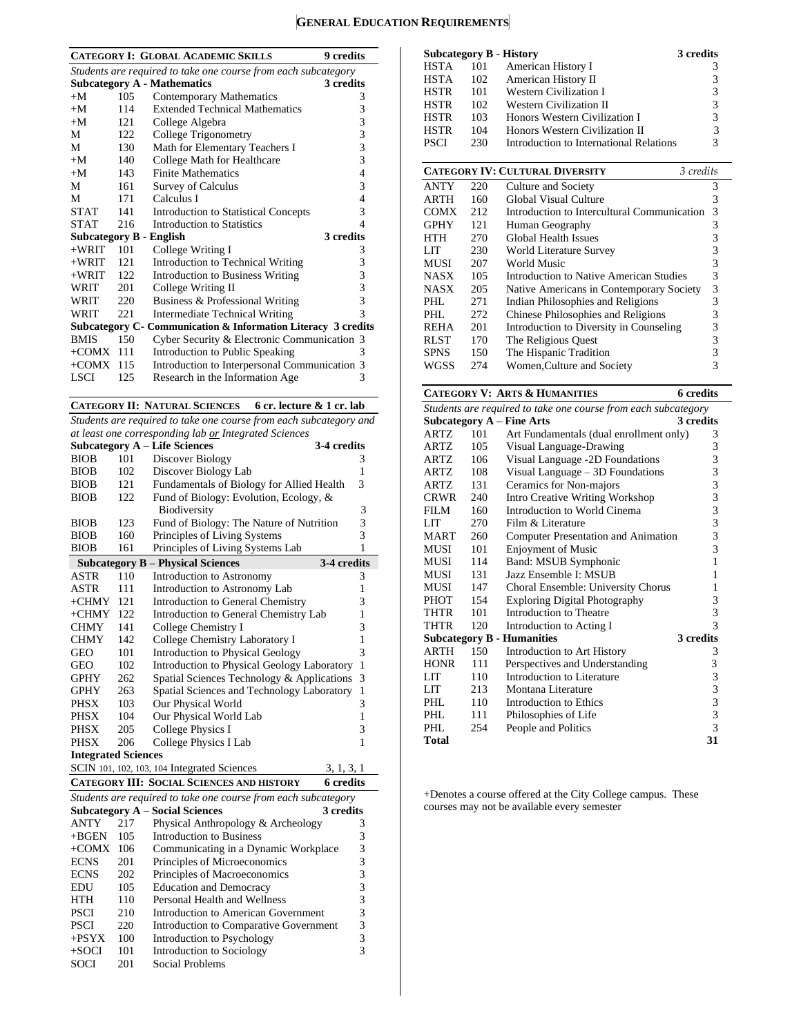# General Education Requirements

## Category I: Global Academic Skills — 9 credits

*Students are required to take one course from each subcategory*

| Subject | Number | Course | Credits |
|---|---|---|---|
| **Subcategory A - Mathematics** | | | **3 credits** |
| +M | 105 | Contemporary Mathematics | 3 |
| +M | 114 | Extended Technical Mathematics | 3 |
| +M | 121 | College Algebra | 3 |
| M | 122 | College Trigonometry | 3 |
| M | 130 | Math for Elementary Teachers I | 3 |
| +M | 140 | College Math for Healthcare | 3 |
| +M | 143 | Finite Mathematics | 4 |
| M | 161 | Survey of Calculus | 3 |
| M | 171 | Calculus I | 4 |
| STAT | 141 | Introduction to Statistical Concepts | 3 |
| STAT | 216 | Introduction to Statistics | 4 |
| **Subcategory B - English** | | | **3 credits** |
| +WRIT | 101 | College Writing I | 3 |
| +WRIT | 121 | Introduction to Technical Writing | 3 |
| +WRIT | 122 | Introduction to Business Writing | 3 |
| WRIT | 201 | College Writing II | 3 |
| WRIT | 220 | Business & Professional Writing | 3 |
| WRIT | 221 | Intermediate Technical Writing | 3 |
| **Subcategory C- Communication & Information Literacy** | | | **3 credits** |
| BMIS | 150 | Cyber Security & Electronic Communication | 3 |
| +COMX | 111 | Introduction to Public Speaking | 3 |
| +COMX | 115 | Introduction to Interpersonal Communication | 3 |
| LSCI | 125 | Research in the Information Age | 3 |

## Category II: Natural Sciences — 6 cr. lecture & 1 cr. lab

*Students are required to take one course from each subcategory and at least one corresponding lab or Integrated Sciences*

| Subject | Number | Course | Credits |
|---|---|---|---|
| **Subcategory A – Life Sciences** | | | **3-4 credits** |
| BIOB | 101 | Discover Biology | 3 |
| BIOB | 102 | Discover Biology Lab | 1 |
| BIOB | 121 | Fundamentals of Biology for Allied Health | 3 |
| BIOB | 122 | Fund of Biology: Evolution, Ecology, & Biodiversity | 3 |
| BIOB | 123 | Fund of Biology: The Nature of Nutrition | 3 |
| BIOB | 160 | Principles of Living Systems | 3 |
| BIOB | 161 | Principles of Living Systems Lab | 1 |
| **Subcategory B – Physical Sciences** | | | **3-4 credits** |
| ASTR | 110 | Introduction to Astronomy | 3 |
| ASTR | 111 | Introduction to Astronomy Lab | 1 |
| +CHMY | 121 | Introduction to General Chemistry | 3 |
| +CHMY | 122 | Introduction to General Chemistry Lab | 1 |
| CHMY | 141 | College Chemistry I | 3 |
| CHMY | 142 | College Chemistry Laboratory I | 1 |
| GEO | 101 | Introduction to Physical Geology | 3 |
| GEO | 102 | Introduction to Physical Geology Laboratory | 1 |
| GPHY | 262 | Spatial Sciences Technology & Applications | 3 |
| GPHY | 263 | Spatial Sciences and Technology Laboratory | 1 |
| PHSX | 103 | Our Physical World | 3 |
| PHSX | 104 | Our Physical World Lab | 1 |
| PHSX | 205 | College Physics I | 3 |
| PHSX | 206 | College Physics I Lab | 1 |
| **Integrated Sciences** | | | |
| SCIN | 101, 102, 103, 104 | Integrated Sciences | 3, 1, 3, 1 |

## Category III: Social Sciences and History — 6 credits

*Students are required to take one course from each subcategory*

| Subject | Number | Course | Credits |
|---|---|---|---|
| **Subcategory A – Social Sciences** | | | **3 credits** |
| ANTY | 217 | Physical Anthropology & Archeology | 3 |
| +BGEN | 105 | Introduction to Business | 3 |
| +COMX | 106 | Communicating in a Dynamic Workplace | 3 |
| ECNS | 201 | Principles of Microeconomics | 3 |
| ECNS | 202 | Principles of Macroeconomics | 3 |
| EDU | 105 | Education and Democracy | 3 |
| HTH | 110 | Personal Health and Wellness | 3 |
| PSCI | 210 | Introduction to American Government | 3 |
| PSCI | 220 | Introduction to Comparative Government | 3 |
| +PSYX | 100 | Introduction to Psychology | 3 |
| +SOCI | 101 | Introduction to Sociology | 3 |
| SOCI | 201 | Social Problems | |
| **Subcategory B - History** | | | **3 credits** |
| HSTA | 101 | American History I | 3 |
| HSTA | 102 | American History II | 3 |
| HSTR | 101 | Western Civilization I | 3 |
| HSTR | 102 | Western Civilization II | 3 |
| HSTR | 103 | Honors Western Civilization I | 3 |
| HSTR | 104 | Honors Western Civilization II | 3 |
| PSCI | 230 | Introduction to International Relations | 3 |

## Category IV: Cultural Diversity — *3 credits*

| Subject | Number | Course | Credits |
|---|---|---|---|
| ANTY | 220 | Culture and Society | 3 |
| ARTH | 160 | Global Visual Culture | 3 |
| COMX | 212 | Introduction to Intercultural Communication | 3 |
| GPHY | 121 | Human Geography | 3 |
| HTH | 270 | Global Health Issues | 3 |
| LIT | 230 | World Literature Survey | 3 |
| MUSI | 207 | World Music | 3 |
| NASX | 105 | Introduction to Native American Studies | 3 |
| NASX | 205 | Native Americans in Contemporary Society | 3 |
| PHL | 271 | Indian Philosophies and Religions | 3 |
| PHL | 272 | Chinese Philosophies and Religions | 3 |
| REHA | 201 | Introduction to Diversity in Counseling | 3 |
| RLST | 170 | The Religious Quest | 3 |
| SPNS | 150 | The Hispanic Tradition | 3 |
| WGSS | 274 | Women,Culture and Society | 3 |

## Category V: Arts & Humanities — 6 credits

*Students are required to take one course from each subcategory*

| Subject | Number | Course | Credits |
|---|---|---|---|
| **Subcategory A – Fine Arts** | | | **3 credits** |
| ARTZ | 101 | Art Fundamentals (dual enrollment only) | 3 |
| ARTZ | 105 | Visual Language-Drawing | 3 |
| ARTZ | 106 | Visual Language -2D Foundations | 3 |
| ARTZ | 108 | Visual Language – 3D Foundations | 3 |
| ARTZ | 131 | Ceramics for Non-majors | 3 |
| CRWR | 240 | Intro Creative Writing Workshop | 3 |
| FILM | 160 | Introduction to World Cinema | 3 |
| LIT | 270 | Film & Literature | 3 |
| MART | 260 | Computer Presentation and Animation | 3 |
| MUSI | 101 | Enjoyment of Music | 3 |
| MUSI | 114 | Band: MSUB Symphonic | 1 |
| MUSI | 131 | Jazz Ensemble I: MSUB | 1 |
| MUSI | 147 | Choral Ensemble: University Chorus | 1 |
| PHOT | 154 | Exploring Digital Photography | 3 |
| THTR | 101 | Introduction to Theatre | 3 |
| THTR | 120 | Introduction to Acting I | 3 |
| **Subcategory B - Humanities** | | | **3 credits** |
| ARTH | 150 | Introduction to Art History | 3 |
| HONR | 111 | Perspectives and Understanding | 3 |
| LIT | 110 | Introduction to Literature | 3 |
| LIT | 213 | Montana Literature | 3 |
| PHL | 110 | Introduction to Ethics | 3 |
| PHL | 111 | Philosophies of Life | 3 |
| PHL | 254 | People and Politics | 3 |
| **Total** | | | **31** |

+Denotes a course offered at the City College campus. These courses may not be available every semester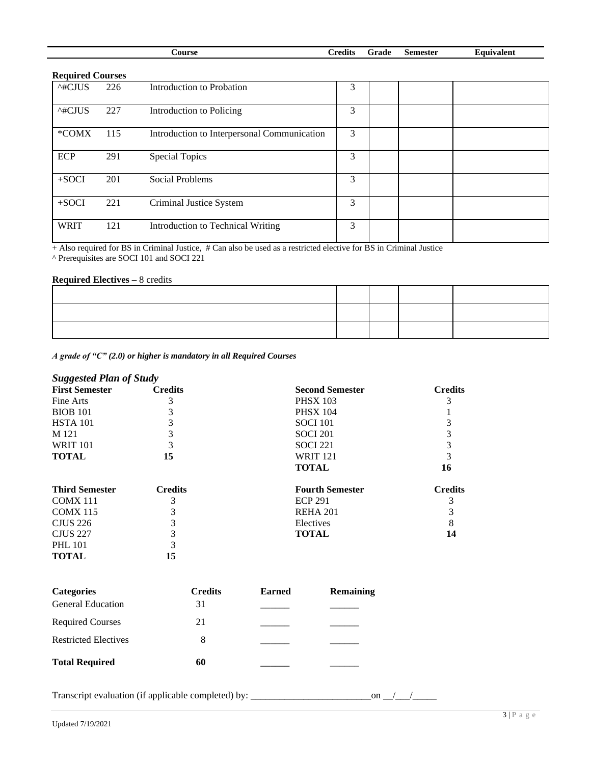| Course | | | Credits | Grade | Semester | Equivalent |
|---|---|---|---|---|---|---|
| **Required Courses** | | | | | | |
| ^#CJUS | 226 | Introduction to Probation | 3 | | | |
| ^#CJUS | 227 | Introduction to Policing | 3 | | | |
| *COMX | 115 | Introduction to Interpersonal Communication | 3 | | | |
| ECP | 291 | Special Topics | 3 | | | |
| +SOCI | 201 | Social Problems | 3 | | | |
| +SOCI | 221 | Criminal Justice System | 3 | | | |
| WRIT | 121 | Introduction to Technical Writing | 3 | | | |

+ Also required for BS in Criminal Justice, # Can also be used as a restricted elective for BS in Criminal Justice
^ Prerequisites are SOCI 101 and SOCI 221

**Required Electives –** 8 credits

| | | | | |
|---|---|---|---|---|
| | | | | |
| | | | | |
| | | | | |

***A grade of "C" (2.0) or higher is mandatory in all Required Courses***

### *Suggested Plan of Study*

| First Semester | Credits | Second Semester | Credits |
|---|---|---|---|
| Fine Arts | 3 | PHSX 103 | 3 |
| BIOB 101 | 3 | PHSX 104 | 1 |
| HSTA 101 | 3 | SOCI 101 | 3 |
| M 121 | 3 | SOCI 201 | 3 |
| WRIT 101 | 3 | SOCI 221 | 3 |
| **TOTAL** | **15** | WRIT 121 | 3 |
| | | **TOTAL** | **16** |

| Third Semester | Credits | Fourth Semester | Credits |
|---|---|---|---|
| COMX 111 | 3 | ECP 291 | 3 |
| COMX 115 | 3 | REHA 201 | 3 |
| CJUS 226 | 3 | Electives | 8 |
| CJUS 227 | 3 | **TOTAL** | **14** |
| PHL 101 | 3 | | |
| **TOTAL** | **15** | | |

| Categories | Credits | Earned | Remaining |
|---|---|---|---|
| General Education | 31 | ______ | ______ |
| Required Courses | 21 | ______ | ______ |
| Restricted Electives | 8 | ______ | ______ |
| **Total Required** | **60** | ______ | ______ |

Transcript evaluation (if applicable completed) by: _________________________on __/___/_____

Updated 7/19/2021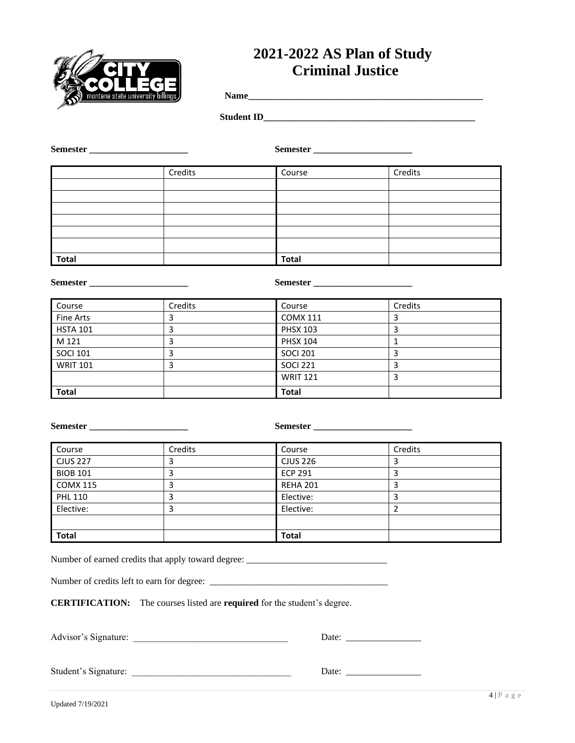# 2021-2022 AS Plan of Study
# Criminal Justice

**Name**\_\_\_\_\_\_\_\_\_\_\_\_\_\_\_\_\_\_\_\_\_\_\_\_\_\_\_\_\_\_\_\_\_\_\_\_\_\_\_\_\_\_\_\_\_\_\_\_

**Student ID**\_\_\_\_\_\_\_\_\_\_\_\_\_\_\_\_\_\_\_\_\_\_\_\_\_\_\_\_\_\_\_\_\_\_\_\_\_\_\_\_\_\_\_\_

**Semester** \_\_\_\_\_\_\_\_\_\_\_\_\_\_\_\_\_\_\_\_ **Semester** \_\_\_\_\_\_\_\_\_\_\_\_\_\_\_\_\_\_\_\_

| | Credits | Course | Credits |
|---|---|---|---|
| | | | |
| | | | |
| | | | |
| | | | |
| | | | |
| | | | |
| **Total** | | **Total** | |

**Semester** \_\_\_\_\_\_\_\_\_\_\_\_\_\_\_\_\_\_\_\_ **Semester** \_\_\_\_\_\_\_\_\_\_\_\_\_\_\_\_\_\_\_\_

| Course | Credits | Course | Credits |
|---|---|---|---|
| Fine Arts | 3 | COMX 111 | 3 |
| HSTA 101 | 3 | PHSX 103 | 3 |
| M 121 | 3 | PHSX 104 | 1 |
| SOCI 101 | 3 | SOCI 201 | 3 |
| WRIT 101 | 3 | SOCI 221 | 3 |
| | | WRIT 121 | 3 |
| **Total** | | **Total** | |

**Semester** \_\_\_\_\_\_\_\_\_\_\_\_\_\_\_\_\_\_\_\_ **Semester** \_\_\_\_\_\_\_\_\_\_\_\_\_\_\_\_\_\_\_\_

| Course | Credits | Course | Credits |
|---|---|---|---|
| CJUS 227 | 3 | CJUS 226 | 3 |
| BIOB 101 | 3 | ECP 291 | 3 |
| COMX 115 | 3 | REHA 201 | 3 |
| PHL 110 | 3 | Elective: | 3 |
| Elective: | 3 | Elective: | 2 |
| | | | |
| **Total** | | **Total** | |

Number of earned credits that apply toward degree: \_\_\_\_\_\_\_\_\_\_\_\_\_\_\_\_\_\_\_\_\_\_\_\_\_\_\_\_

Number of credits left to earn for degree: \_\_\_\_\_\_\_\_\_\_\_\_\_\_\_\_\_\_\_\_\_\_\_\_\_\_\_\_\_\_\_\_\_\_\_\_

**CERTIFICATION:** The courses listed are **required** for the student's degree.

Advisor's Signature: \_\_\_\_\_\_\_\_\_\_\_\_\_\_\_\_\_\_\_\_\_\_\_\_\_\_\_\_\_\_\_\_ Date: \_\_\_\_\_\_\_\_\_\_\_\_\_\_\_\_

Student's Signature: \_\_\_\_\_\_\_\_\_\_\_\_\_\_\_\_\_\_\_\_\_\_\_\_\_\_\_\_\_\_\_\_ Date: \_\_\_\_\_\_\_\_\_\_\_\_\_\_\_\_

Updated 7/19/2021